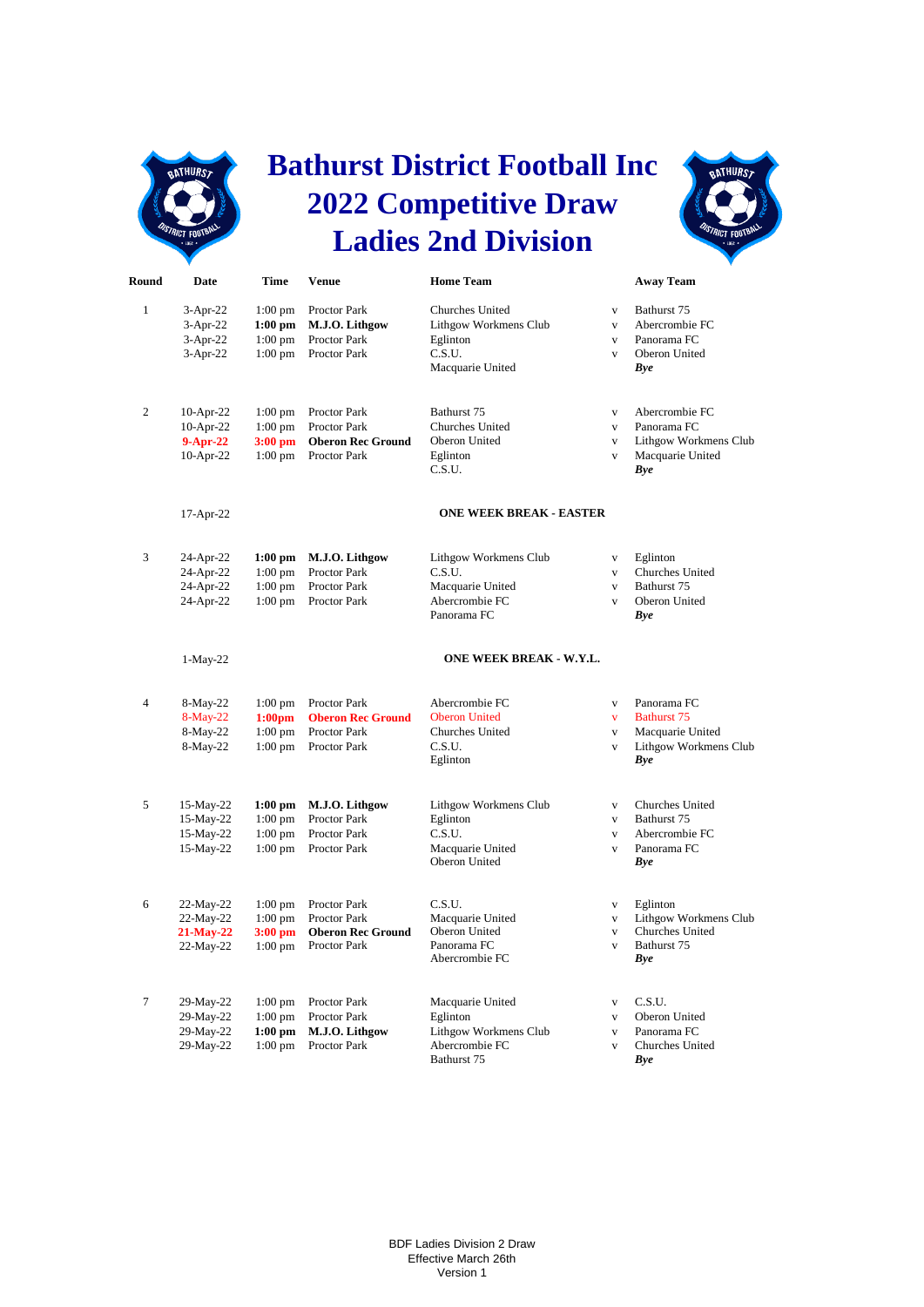# Bathurst District Football Inc
# 2022 Competitive Draw
# Ladies 2nd Division

| Round | Date | Time | Venue | Home Team | | Away Team |
|---|---|---|---|---|---|---|
| 1 | 3-Apr-22 | 1:00 pm | Proctor Park | Churches United | v | Bathurst 75 |
| | 3-Apr-22 | **1:00 pm** | **M.J.O. Lithgow** | Lithgow Workmens Club | v | Abercrombie FC |
| | 3-Apr-22 | 1:00 pm | Proctor Park | Eglinton | v | Panorama FC |
| | 3-Apr-22 | 1:00 pm | Proctor Park | C.S.U. | v | Oberon United |
| | | | | Macquarie United | | ***Bye*** |
| 2 | 10-Apr-22 | 1:00 pm | Proctor Park | Bathurst 75 | v | Abercrombie FC |
| | 10-Apr-22 | 1:00 pm | Proctor Park | Churches United | v | Panorama FC |
| | **9-Apr-22** | **3:00 pm** | **Oberon Rec Ground** | Oberon United | v | Lithgow Workmens Club |
| | 10-Apr-22 | 1:00 pm | Proctor Park | Eglinton | v | Macquarie United |
| | | | | C.S.U. | | ***Bye*** |
| | 17-Apr-22 | | | **ONE WEEK BREAK - EASTER** | | |
| 3 | 24-Apr-22 | **1:00 pm** | **M.J.O. Lithgow** | Lithgow Workmens Club | v | Eglinton |
| | 24-Apr-22 | 1:00 pm | Proctor Park | C.S.U. | v | Churches United |
| | 24-Apr-22 | 1:00 pm | Proctor Park | Macquarie United | v | Bathurst 75 |
| | 24-Apr-22 | 1:00 pm | Proctor Park | Abercrombie FC | v | Oberon United |
| | | | | Panorama FC | | ***Bye*** |
| | 1-May-22 | | | **ONE WEEK BREAK - W.Y.L.** | | |
| 4 | 8-May-22 | 1:00 pm | Proctor Park | Abercrombie FC | v | Panorama FC |
| | 8-May-22 | **1:00pm** | **Oberon Rec Ground** | Oberon United | v | Bathurst 75 |
| | 8-May-22 | 1:00 pm | Proctor Park | Churches United | v | Macquarie United |
| | 8-May-22 | 1:00 pm | Proctor Park | C.S.U. | v | Lithgow Workmens Club |
| | | | | Eglinton | | ***Bye*** |
| 5 | 15-May-22 | **1:00 pm** | **M.J.O. Lithgow** | Lithgow Workmens Club | v | Churches United |
| | 15-May-22 | 1:00 pm | Proctor Park | Eglinton | v | Bathurst 75 |
| | 15-May-22 | 1:00 pm | Proctor Park | C.S.U. | v | Abercrombie FC |
| | 15-May-22 | 1:00 pm | Proctor Park | Macquarie United | v | Panorama FC |
| | | | | Oberon United | | ***Bye*** |
| 6 | 22-May-22 | 1:00 pm | Proctor Park | C.S.U. | v | Eglinton |
| | 22-May-22 | 1:00 pm | Proctor Park | Macquarie United | v | Lithgow Workmens Club |
| | **21-May-22** | **3:00 pm** | **Oberon Rec Ground** | Oberon United | v | Churches United |
| | 22-May-22 | 1:00 pm | Proctor Park | Panorama FC | v | Bathurst 75 |
| | | | | Abercrombie FC | | ***Bye*** |
| 7 | 29-May-22 | 1:00 pm | Proctor Park | Macquarie United | v | C.S.U. |
| | 29-May-22 | 1:00 pm | Proctor Park | Eglinton | v | Oberon United |
| | 29-May-22 | **1:00 pm** | **M.J.O. Lithgow** | Lithgow Workmens Club | v | Panorama FC |
| | 29-May-22 | 1:00 pm | Proctor Park | Abercrombie FC | v | Churches United |
| | | | | Bathurst 75 | | ***Bye*** |

BDF Ladies Division 2 Draw
Effective March 26th
Version 1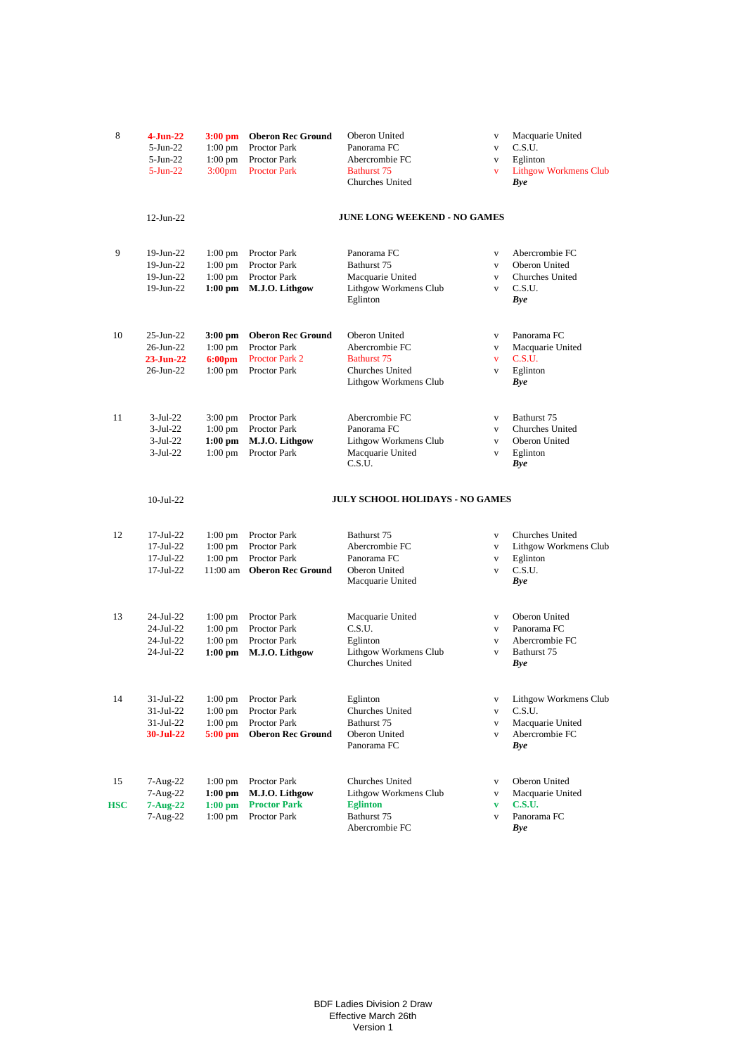| Round | Date | Time | Venue | Home | | Away |
|---|---|---|---|---|---|---|
| 8 | **4-Jun-22** | **3:00 pm** | **Oberon Rec Ground** | Oberon United | v | Macquarie United |
| | 5-Jun-22 | 1:00 pm | Proctor Park | Panorama FC | v | C.S.U. |
| | 5-Jun-22 | 1:00 pm | Proctor Park | Abercrombie FC | v | Eglinton |
| | 5-Jun-22 | 3:00pm | Proctor Park | Bathurst 75 | v | Lithgow Workmens Club |
| | | | | Churches United | | ***Bye*** |
| | 12-Jun-22 | | | **JUNE LONG WEEKEND - NO GAMES** | | |
| 9 | 19-Jun-22 | 1:00 pm | Proctor Park | Panorama FC | v | Abercrombie FC |
| | 19-Jun-22 | 1:00 pm | Proctor Park | Bathurst 75 | v | Oberon United |
| | 19-Jun-22 | 1:00 pm | Proctor Park | Macquarie United | v | Churches United |
| | 19-Jun-22 | **1:00 pm** | **M.J.O. Lithgow** | Lithgow Workmens Club | v | C.S.U. |
| | | | | Eglinton | | ***Bye*** |
| 10 | 25-Jun-22 | **3:00 pm** | **Oberon Rec Ground** | Oberon United | v | Panorama FC |
| | 26-Jun-22 | 1:00 pm | Proctor Park | Abercrombie FC | v | Macquarie United |
| | **23-Jun-22** | **6:00pm** | Proctor Park 2 | Bathurst 75 | v | C.S.U. |
| | 26-Jun-22 | 1:00 pm | Proctor Park | Churches United | v | Eglinton |
| | | | | Lithgow Workmens Club | | ***Bye*** |
| 11 | 3-Jul-22 | 3:00 pm | Proctor Park | Abercrombie FC | v | Bathurst 75 |
| | 3-Jul-22 | 1:00 pm | Proctor Park | Panorama FC | v | Churches United |
| | 3-Jul-22 | **1:00 pm** | **M.J.O. Lithgow** | Lithgow Workmens Club | v | Oberon United |
| | 3-Jul-22 | 1:00 pm | Proctor Park | Macquarie United | v | Eglinton |
| | | | | C.S.U. | | ***Bye*** |
| | 10-Jul-22 | | | **JULY SCHOOL HOLIDAYS - NO GAMES** | | |
| 12 | 17-Jul-22 | 1:00 pm | Proctor Park | Bathurst 75 | v | Churches United |
| | 17-Jul-22 | 1:00 pm | Proctor Park | Abercrombie FC | v | Lithgow Workmens Club |
| | 17-Jul-22 | 1:00 pm | Proctor Park | Panorama FC | v | Eglinton |
| | 17-Jul-22 | 11:00 am | **Oberon Rec Ground** | Oberon United | v | C.S.U. |
| | | | | Macquarie United | | ***Bye*** |
| 13 | 24-Jul-22 | 1:00 pm | Proctor Park | Macquarie United | v | Oberon United |
| | 24-Jul-22 | 1:00 pm | Proctor Park | C.S.U. | v | Panorama FC |
| | 24-Jul-22 | 1:00 pm | Proctor Park | Eglinton | v | Abercrombie FC |
| | 24-Jul-22 | **1:00 pm** | **M.J.O. Lithgow** | Lithgow Workmens Club | v | Bathurst 75 |
| | | | | Churches United | | ***Bye*** |
| 14 | 31-Jul-22 | 1:00 pm | Proctor Park | Eglinton | v | Lithgow Workmens Club |
| | 31-Jul-22 | 1:00 pm | Proctor Park | Churches United | v | C.S.U. |
| | 31-Jul-22 | 1:00 pm | Proctor Park | Bathurst 75 | v | Macquarie United |
| | **30-Jul-22** | **5:00 pm** | **Oberon Rec Ground** | Oberon United | v | Abercrombie FC |
| | | | | Panorama FC | | ***Bye*** |
| 15 | 7-Aug-22 | 1:00 pm | Proctor Park | Churches United | v | Oberon United |
| | 7-Aug-22 | **1:00 pm** | **M.J.O. Lithgow** | Lithgow Workmens Club | v | Macquarie United |
| **HSC** | **7-Aug-22** | **1:00 pm** | **Proctor Park** | **Eglinton** | **v** | **C.S.U.** |
| | 7-Aug-22 | 1:00 pm | Proctor Park | Bathurst 75 | v | Panorama FC |
| | | | | Abercrombie FC | | ***Bye*** |

BDF Ladies Division 2 Draw
Effective March 26th
Version 1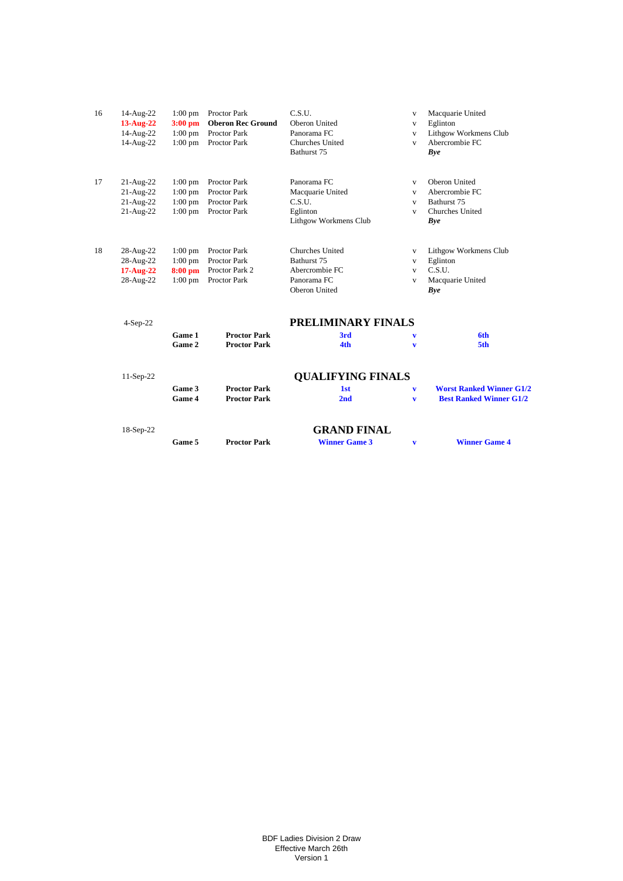| | | | | | | |
|---|---|---|---|---|---|---|
| 16 | 14-Aug-22 | 1:00 pm | Proctor Park | C.S.U. | v | Macquarie United |
| | **13-Aug-22** | **3:00 pm** | **Oberon Rec Ground** | Oberon United | v | Eglinton |
| | 14-Aug-22 | 1:00 pm | Proctor Park | Panorama FC | v | Lithgow Workmens Club |
| | 14-Aug-22 | 1:00 pm | Proctor Park | Churches United | v | Abercrombie FC |
| | | | | Bathurst 75 | | ***Bye*** |
| 17 | 21-Aug-22 | 1:00 pm | Proctor Park | Panorama FC | v | Oberon United |
| | 21-Aug-22 | 1:00 pm | Proctor Park | Macquarie United | v | Abercrombie FC |
| | 21-Aug-22 | 1:00 pm | Proctor Park | C.S.U. | v | Bathurst 75 |
| | 21-Aug-22 | 1:00 pm | Proctor Park | Eglinton | v | Churches United |
| | | | | Lithgow Workmens Club | | ***Bye*** |
| 18 | 28-Aug-22 | 1:00 pm | Proctor Park | Churches United | v | Lithgow Workmens Club |
| | 28-Aug-22 | 1:00 pm | Proctor Park | Bathurst 75 | v | Eglinton |
| | **17-Aug-22** | **8:00 pm** | Proctor Park 2 | Abercrombie FC | v | C.S.U. |
| | 28-Aug-22 | 1:00 pm | Proctor Park | Panorama FC | v | Macquarie United |
| | | | | Oberon United | | ***Bye*** |

## PRELIMINARY FINALS

4-Sep-22

| | | | | |
|---|---|---|---|---|
| **Game 1** | **Proctor Park** | **3rd** | **v** | **6th** |
| **Game 2** | **Proctor Park** | **4th** | **v** | **5th** |

## QUALIFYING FINALS

11-Sep-22

| | | | | |
|---|---|---|---|---|
| **Game 3** | **Proctor Park** | **1st** | **v** | **Worst Ranked Winner G1/2** |
| **Game 4** | **Proctor Park** | **2nd** | **v** | **Best Ranked Winner G1/2** |

## GRAND FINAL

18-Sep-22

| | | | | |
|---|---|---|---|---|
| **Game 5** | **Proctor Park** | **Winner Game 3** | **v** | **Winner Game 4** |

BDF Ladies Division 2 Draw
Effective March 26th
Version 1